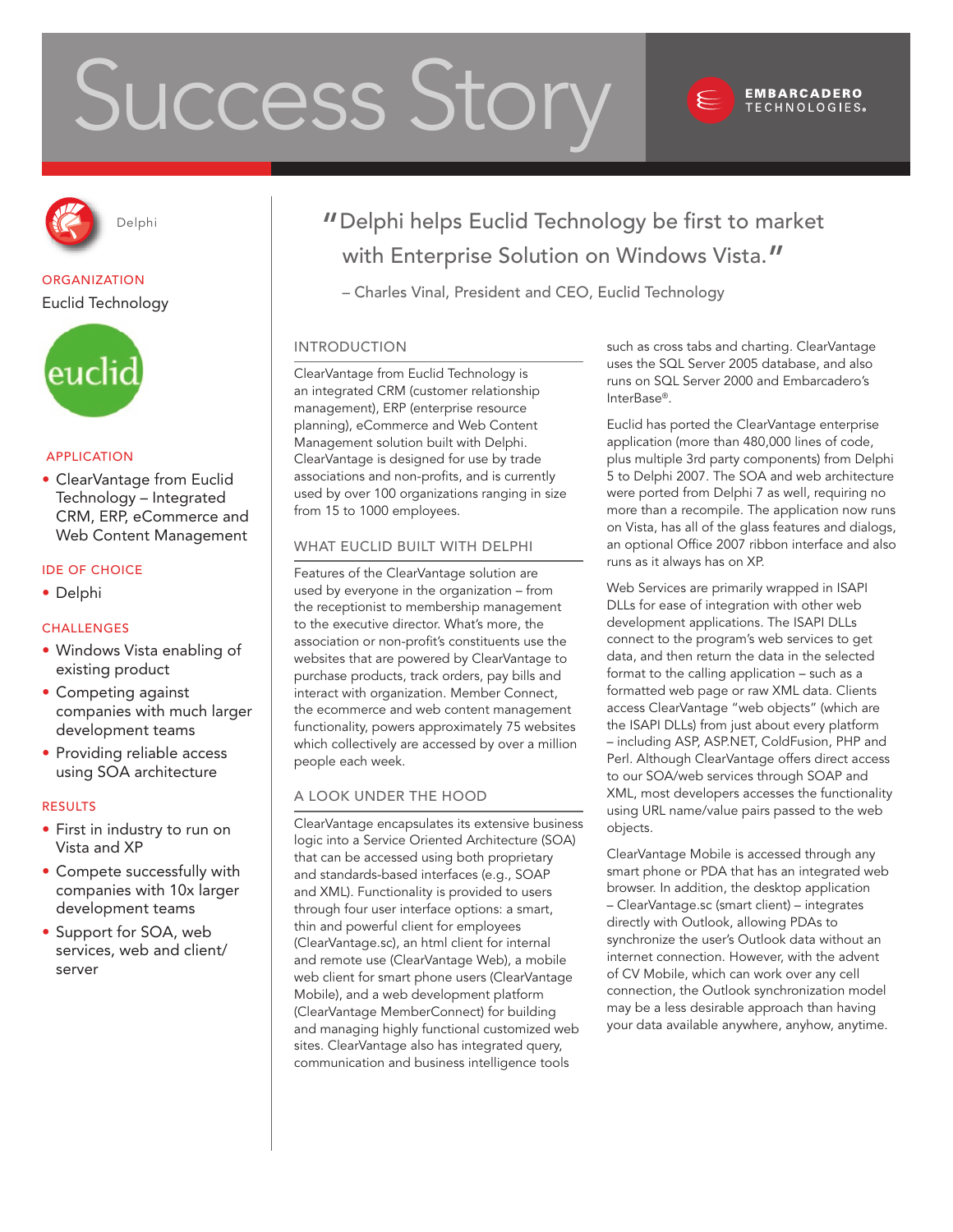# Success Story

EMBARCADERO TECHNOLOGIES

Delphi

## ORGANIZATION

Euclid Technology

euclid

## APPLICATION

- ClearVantage from Euclid Technology – Integrated CRM, ERP, eCommerce and Web Content Management

## IDE OF CHOICE

- Delphi

## CHALLENGES

- Windows Vista enabling of existing product
- Competing against companies with much larger development teams
- Providing reliable access using SOA architecture

## RESULTS

- First in industry to run on Vista and XP
- Compete successfully with companies with 10x larger development teams
- Support for SOA, web services, web and client/server

"Delphi helps Euclid Technology be first to market with Enterprise Solution on Windows Vista."

– Charles Vinal, President and CEO, Euclid Technology

## INTRODUCTION

ClearVantage from Euclid Technology is an integrated CRM (customer relationship management), ERP (enterprise resource planning), eCommerce and Web Content Management solution built with Delphi. ClearVantage is designed for use by trade associations and non-profits, and is currently used by over 100 organizations ranging in size from 15 to 1000 employees.

## WHAT EUCLID BUILT WITH DELPHI

Features of the ClearVantage solution are used by everyone in the organization – from the receptionist to membership management to the executive director. What's more, the association or non-profit's constituents use the websites that are powered by ClearVantage to purchase products, track orders, pay bills and interact with organization. Member Connect, the ecommerce and web content management functionality, powers approximately 75 websites which collectively are accessed by over a million people each week.

## A LOOK UNDER THE HOOD

ClearVantage encapsulates its extensive business logic into a Service Oriented Architecture (SOA) that can be accessed using both proprietary and standards-based interfaces (e.g., SOAP and XML). Functionality is provided to users through four user interface options: a smart, thin and powerful client for employees (ClearVantage.sc), an html client for internal and remote use (ClearVantage Web), a mobile web client for smart phone users (ClearVantage Mobile), and a web development platform (ClearVantage MemberConnect) for building and managing highly functional customized web sites. ClearVantage also has integrated query, communication and business intelligence tools such as cross tabs and charting. ClearVantage uses the SQL Server 2005 database, and also runs on SQL Server 2000 and Embarcadero's InterBase®.

Euclid has ported the ClearVantage enterprise application (more than 480,000 lines of code, plus multiple 3rd party components) from Delphi 5 to Delphi 2007. The SOA and web architecture were ported from Delphi 7 as well, requiring no more than a recompile. The application now runs on Vista, has all of the glass features and dialogs, an optional Office 2007 ribbon interface and also runs as it always has on XP.

Web Services are primarily wrapped in ISAPI DLLs for ease of integration with other web development applications. The ISAPI DLLs connect to the program's web services to get data, and then return the data in the selected format to the calling application – such as a formatted web page or raw XML data. Clients access ClearVantage "web objects" (which are the ISAPI DLLs) from just about every platform – including ASP, ASP.NET, ColdFusion, PHP and Perl. Although ClearVantage offers direct access to our SOA/web services through SOAP and XML, most developers accesses the functionality using URL name/value pairs passed to the web objects.

ClearVantage Mobile is accessed through any smart phone or PDA that has an integrated web browser. In addition, the desktop application – ClearVantage.sc (smart client) – integrates directly with Outlook, allowing PDAs to synchronize the user's Outlook data without an internet connection. However, with the advent of CV Mobile, which can work over any cell connection, the Outlook synchronization model may be a less desirable approach than having your data available anywhere, anyhow, anytime.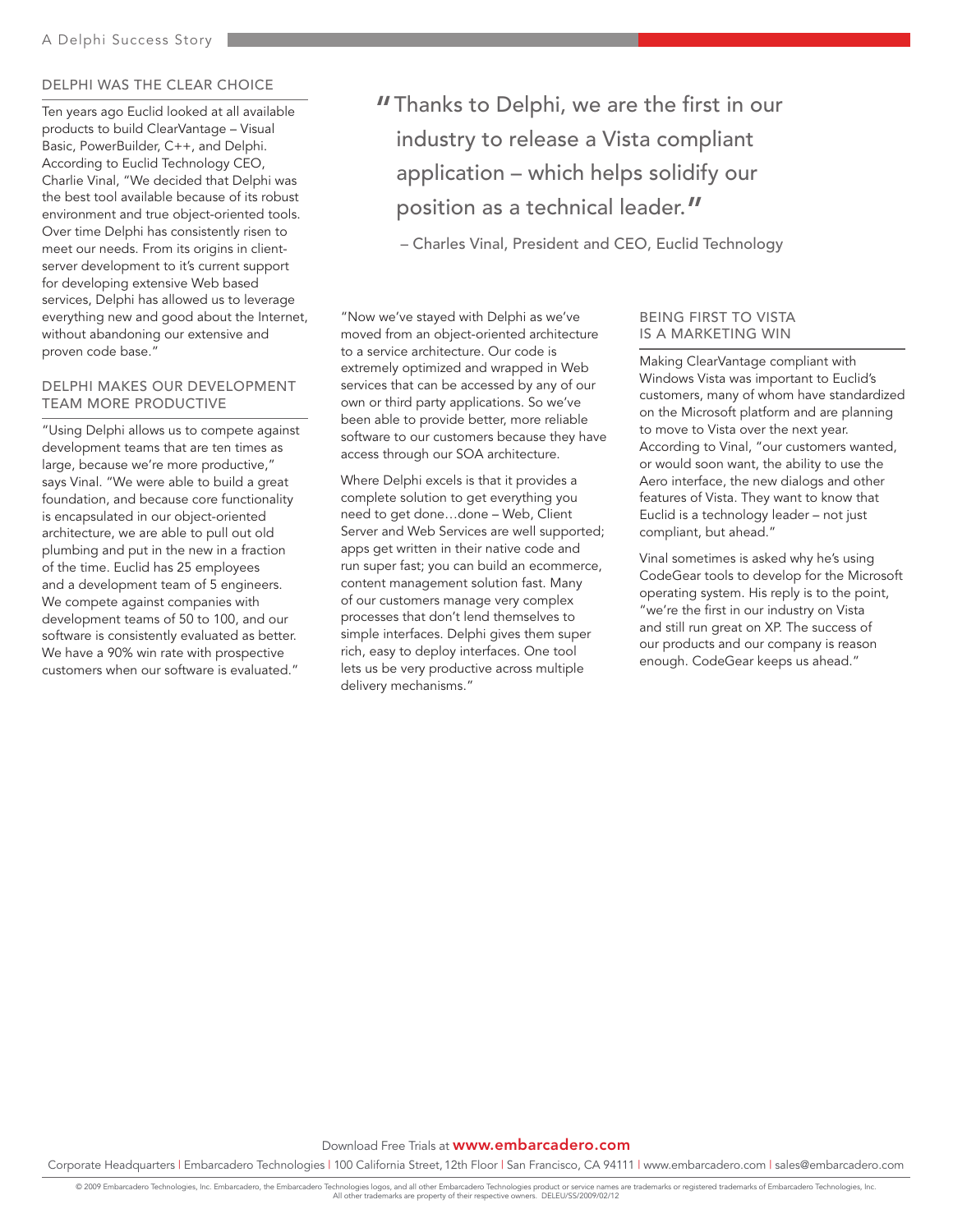## DELPHI WAS THE CLEAR CHOICE

Ten years ago Euclid looked at all available products to build ClearVantage – Visual Basic, PowerBuilder, C++, and Delphi. According to Euclid Technology CEO, Charlie Vinal, "We decided that Delphi was the best tool available because of its robust environment and true object-oriented tools. Over time Delphi has consistently risen to meet our needs. From its origins in client-server development to it's current support for developing extensive Web based services, Delphi has allowed us to leverage everything new and good about the Internet, without abandoning our extensive and proven code base."

## DELPHI MAKES OUR DEVELOPMENT TEAM MORE PRODUCTIVE

"Using Delphi allows us to compete against development teams that are ten times as large, because we're more productive," says Vinal. "We were able to build a great foundation, and because core functionality is encapsulated in our object-oriented architecture, we are able to pull out old plumbing and put in the new in a fraction of the time. Euclid has 25 employees and a development team of 5 engineers. We compete against companies with development teams of 50 to 100, and our software is consistently evaluated as better. We have a 90% win rate with prospective customers when our software is evaluated."

> "Thanks to Delphi, we are the first in our industry to release a Vista compliant application – which helps solidify our position as a technical leader."
>
> – Charles Vinal, President and CEO, Euclid Technology

"Now we've stayed with Delphi as we've moved from an object-oriented architecture to a service architecture. Our code is extremely optimized and wrapped in Web services that can be accessed by any of our own or third party applications. So we've been able to provide better, more reliable software to our customers because they have access through our SOA architecture.

Where Delphi excels is that it provides a complete solution to get everything you need to get done…done – Web, Client Server and Web Services are well supported; apps get written in their native code and run super fast; you can build an ecommerce, content management solution fast. Many of our customers manage very complex processes that don't lend themselves to simple interfaces. Delphi gives them super rich, easy to deploy interfaces. One tool lets us be very productive across multiple delivery mechanisms."

## BEING FIRST TO VISTA IS A MARKETING WIN

Making ClearVantage compliant with Windows Vista was important to Euclid's customers, many of whom have standardized on the Microsoft platform and are planning to move to Vista over the next year. According to Vinal, "our customers wanted, or would soon want, the ability to use the Aero interface, the new dialogs and other features of Vista. They want to know that Euclid is a technology leader – not just compliant, but ahead."

Vinal sometimes is asked why he's using CodeGear tools to develop for the Microsoft operating system. His reply is to the point, "we're the first in our industry on Vista and still run great on XP. The success of our products and our company is reason enough. CodeGear keeps us ahead."

Download Free Trials at **www.embarcadero.com**

Corporate Headquarters | Embarcadero Technologies | 100 California Street, 12th Floor | San Francisco, CA 94111 | www.embarcadero.com | sales@embarcadero.com

© 2009 Embarcadero Technologies, Inc. Embarcadero, the Embarcadero Technologies logos, and all other Embarcadero Technologies product or service names are trademarks or registered trademarks of Embarcadero Technologies, Inc. All other trademarks are property of their respective owners. DELEU/SS/2009/02/12